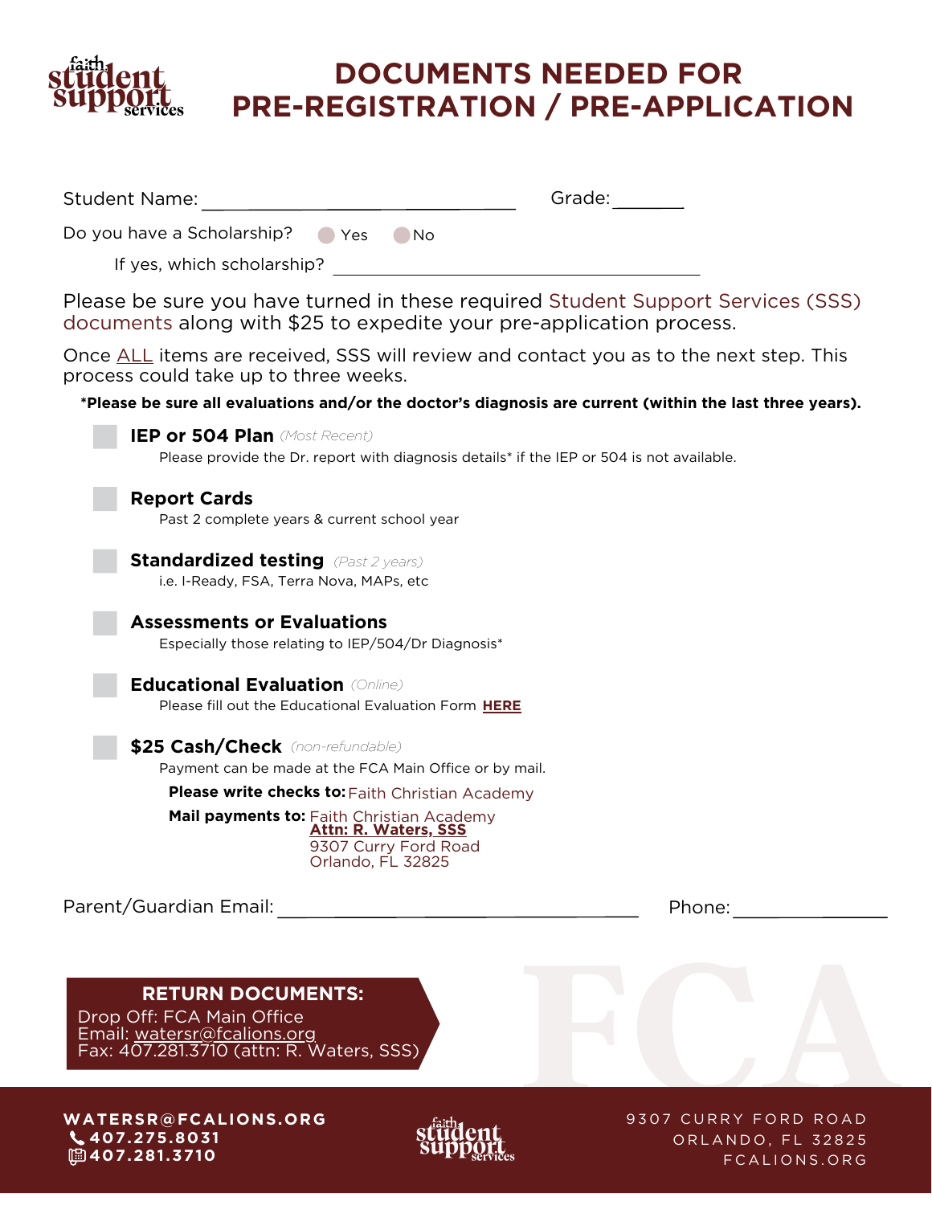# DOCUMENTS NEEDED FOR PRE-REGISTRATION / PRE-APPLICATION

Student Name: ______________________________ Grade: _______

Do you have a Scholarship? ○ Yes ○ No

If yes, which scholarship? ______________________________

Please be sure you have turned in these required Student Support Services (SSS) documents along with $25 to expedite your pre-application process.

Once ALL items are received, SSS will review and contact you as to the next step. This process could take up to three weeks.

**\*Please be sure all evaluations and/or the doctor's diagnosis are current (within the last three years).**

- ☐ **IEP or 504 Plan** *(Most Recent)*
  Please provide the Dr. report with diagnosis details* if the IEP or 504 is not available.

- ☐ **Report Cards**
  Past 2 complete years & current school year

- ☐ **Standardized testing** *(Past 2 years)*
  i.e. I-Ready, FSA, Terra Nova, MAPs, etc

- ☐ **Assessments or Evaluations**
  Especially those relating to IEP/504/Dr Diagnosis*

- ☐ **Educational Evaluation** *(Online)*
  Please fill out the Educational Evaluation Form **HERE**

- ☐ **$25 Cash/Check** *(non-refundable)*
  Payment can be made at the FCA Main Office or by mail.

  **Please write checks to:** Faith Christian Academy

  **Mail payments to:** Faith Christian Academy
  **Attn: R. Waters, SSS**
  9307 Curry Ford Road
  Orlando, FL 32825

Parent/Guardian Email: ______________________________ Phone: ______________

**RETURN DOCUMENTS:**
Drop Off: FCA Main Office
Email: watersr@fcalions.org
Fax: 407.281.3710 (attn: R. Waters, SSS)

**WATERSR@FCALIONS.ORG**
**407.275.8031**
**407.281.3710**

9307 CURRY FORD ROAD
ORLANDO, FL 32825
FCALIONS.ORG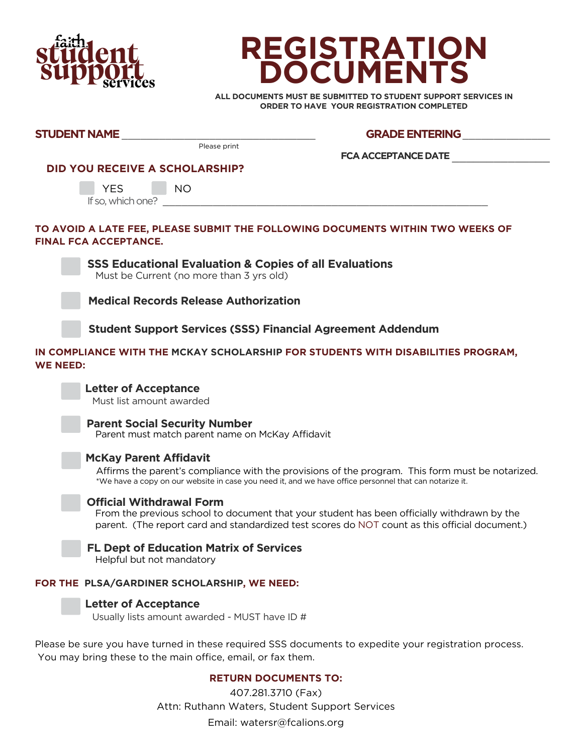faith student support services

# REGISTRATION DOCUMENTS

**ALL DOCUMENTS MUST BE SUBMITTED TO STUDENT SUPPORT SERVICES IN ORDER TO HAVE YOUR REGISTRATION COMPLETED**

**STUDENT NAME** ________________________________
Please print

**GRADE ENTERING** ______________

**FCA ACCEPTANCE DATE** ________________

**DID YOU RECEIVE A SCHOLARSHIP?**

- [ ] YES
- [ ] NO

If so, which one? ____________________________________________________

**TO AVOID A LATE FEE, PLEASE SUBMIT THE FOLLOWING DOCUMENTS WITHIN TWO WEEKS OF FINAL FCA ACCEPTANCE.**

- [ ] **SSS Educational Evaluation & Copies of all Evaluations**
  Must be Current (no more than 3 yrs old)
- [ ] **Medical Records Release Authorization**
- [ ] **Student Support Services (SSS) Financial Agreement Addendum**

**IN COMPLIANCE WITH THE MCKAY SCHOLARSHIP FOR STUDENTS WITH DISABILITIES PROGRAM, WE NEED:**

- [ ] **Letter of Acceptance**
  Must list amount awarded
- [ ] **Parent Social Security Number**
  Parent must match parent name on McKay Affidavit
- [ ] **McKay Parent Affidavit**
  Affirms the parent's compliance with the provisions of the program. This form must be notarized.
  *We have a copy on our website in case you need it, and we have office personnel that can notarize it.
- [ ] **Official Withdrawal Form**
  From the previous school to document that your student has been officially withdrawn by the parent. (The report card and standardized test scores do NOT count as this official document.)
- [ ] **FL Dept of Education Matrix of Services**
  Helpful but not mandatory

**FOR THE PLSA/GARDINER SCHOLARSHIP, WE NEED:**

- [ ] **Letter of Acceptance**
  Usually lists amount awarded - MUST have ID #

Please be sure you have turned in these required SSS documents to expedite your registration process. You may bring these to the main office, email, or fax them.

**RETURN DOCUMENTS TO:**

407.281.3710 (Fax)
Attn: Ruthann Waters, Student Support Services
Email: watersr@fcalions.org